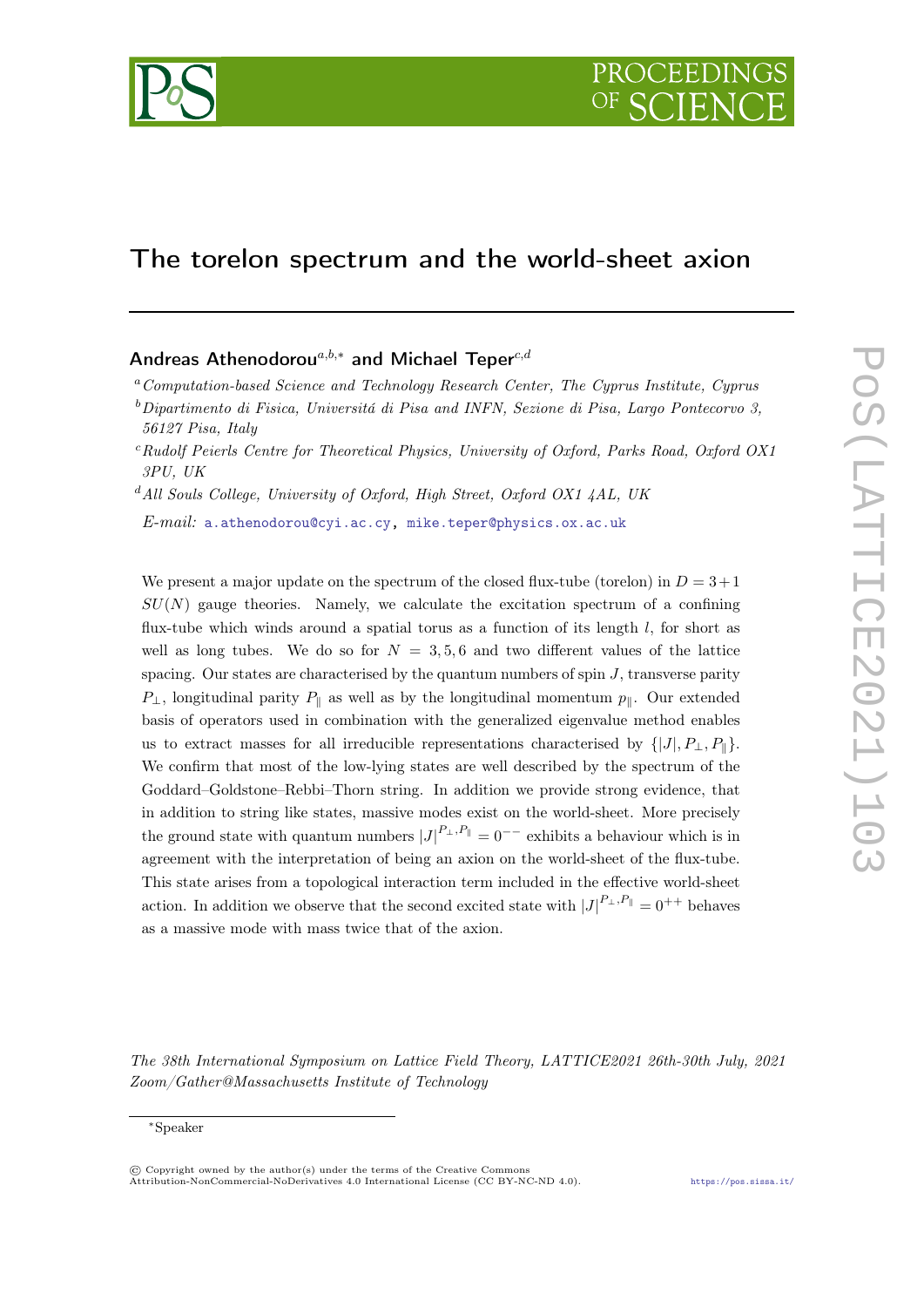# The torelon spectrum and the world-sheet axion

**Andreas Athenodorou**[a,b,*] **and Michael Teper**[c,d]

[a] *Computation-based Science and Technology Research Center, The Cyprus Institute, Cyprus*

[b] *Dipartimento di Fisica, Universitá di Pisa and INFN, Sezione di Pisa, Largo Pontecorvo 3, 56127 Pisa, Italy*

[c] *Rudolf Peierls Centre for Theoretical Physics, University of Oxford, Parks Road, Oxford OX1 3PU, UK*

[d] *All Souls College, University of Oxford, High Street, Oxford OX1 4AL, UK*

*E-mail:* a.athenodorou@cyi.ac.cy, mike.teper@physics.ox.ac.uk

We present a major update on the spectrum of the closed flux-tube (torelon) in $D = 3+1$ $SU(N)$ gauge theories. Namely, we calculate the excitation spectrum of a confining flux-tube which winds around a spatial torus as a function of its length $l$, for short as well as long tubes. We do so for $N = 3, 5, 6$ and two different values of the lattice spacing. Our states are characterised by the quantum numbers of spin $J$, transverse parity $P_{\perp}$, longitudinal parity $P_{\parallel}$ as well as by the longitudinal momentum $p_{\parallel}$. Our extended basis of operators used in combination with the generalized eigenvalue method enables us to extract masses for all irreducible representations characterised by $\{|J|, P_{\perp}, P_{\parallel}\}$. We confirm that most of the low-lying states are well described by the spectrum of the Goddard–Goldstone–Rebbi–Thorn string. In addition we provide strong evidence, that in addition to string like states, massive modes exist on the world-sheet. More precisely the ground state with quantum numbers $|J|^{P_{\perp},P_{\parallel}} = 0^{--}$ exhibits a behaviour which is in agreement with the interpretation of being an axion on the world-sheet of the flux-tube. This state arises from a topological interaction term included in the effective world-sheet action. In addition we observe that the second excited state with $|J|^{P_{\perp},P_{\parallel}} = 0^{++}$ behaves as a massive mode with mass twice that of the axion.

*The 38th International Symposium on Lattice Field Theory, LATTICE2021 26th-30th July, 2021 Zoom/Gather@Massachusetts Institute of Technology*

*Speaker

© Copyright owned by the author(s) under the terms of the Creative Commons Attribution-NonCommercial-NoDerivatives 4.0 International License (CC BY-NC-ND 4.0).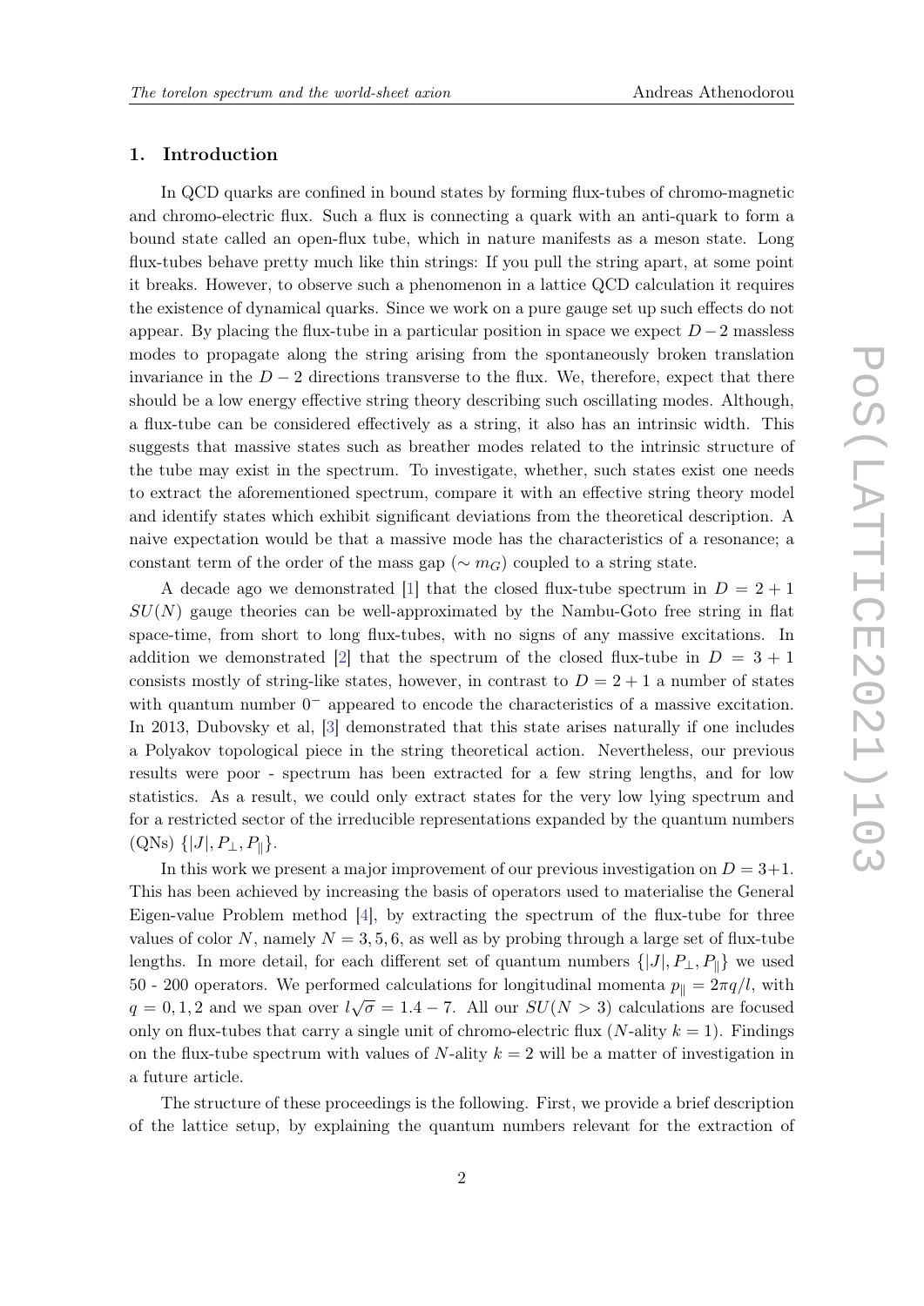## 1. Introduction

In QCD quarks are confined in bound states by forming flux-tubes of chromo-magnetic and chromo-electric flux. Such a flux is connecting a quark with an anti-quark to form a bound state called an open-flux tube, which in nature manifests as a meson state. Long flux-tubes behave pretty much like thin strings: If you pull the string apart, at some point it breaks. However, to observe such a phenomenon in a lattice QCD calculation it requires the existence of dynamical quarks. Since we work on a pure gauge set up such effects do not appear. By placing the flux-tube in a particular position in space we expect $D-2$ massless modes to propagate along the string arising from the spontaneously broken translation invariance in the $D-2$ directions transverse to the flux. We, therefore, expect that there should be a low energy effective string theory describing such oscillating modes. Although, a flux-tube can be considered effectively as a string, it also has an intrinsic width. This suggests that massive states such as breather modes related to the intrinsic structure of the tube may exist in the spectrum. To investigate, whether, such states exist one needs to extract the aforementioned spectrum, compare it with an effective string theory model and identify states which exhibit significant deviations from the theoretical description. A naive expectation would be that a massive mode has the characteristics of a resonance; a constant term of the order of the mass gap ($\sim m_G$) coupled to a string state.

A decade ago we demonstrated [1] that the closed flux-tube spectrum in $D = 2+1$ $SU(N)$ gauge theories can be well-approximated by the Nambu-Goto free string in flat space-time, from short to long flux-tubes, with no signs of any massive excitations. In addition we demonstrated [2] that the spectrum of the closed flux-tube in $D = 3+1$ consists mostly of string-like states, however, in contrast to $D = 2+1$ a number of states with quantum number $0^-$ appeared to encode the characteristics of a massive excitation. In 2013, Dubovsky et al, [3] demonstrated that this state arises naturally if one includes a Polyakov topological piece in the string theoretical action. Nevertheless, our previous results were poor - spectrum has been extracted for a few string lengths, and for low statistics. As a result, we could only extract states for the very low lying spectrum and for a restricted sector of the irreducible representations expanded by the quantum numbers (QNs) $\{|J|, P_\perp, P_\parallel\}$.

In this work we present a major improvement of our previous investigation on $D = 3+1$. This has been achieved by increasing the basis of operators used to materialise the General Eigen-value Problem method [4], by extracting the spectrum of the flux-tube for three values of color $N$, namely $N = 3, 5, 6$, as well as by probing through a large set of flux-tube lengths. In more detail, for each different set of quantum numbers $\{|J|, P_\perp, P_\parallel\}$ we used 50 - 200 operators. We performed calculations for longitudinal momenta $p_\parallel = 2\pi q/l$, with $q = 0, 1, 2$ and we span over $l\sqrt{\sigma} = 1.4 - 7$. All our $SU(N > 3)$ calculations are focused only on flux-tubes that carry a single unit of chromo-electric flux ($N$-ality $k = 1$). Findings on the flux-tube spectrum with values of $N$-ality $k = 2$ will be a matter of investigation in a future article.

The structure of these proceedings is the following. First, we provide a brief description of the lattice setup, by explaining the quantum numbers relevant for the extraction of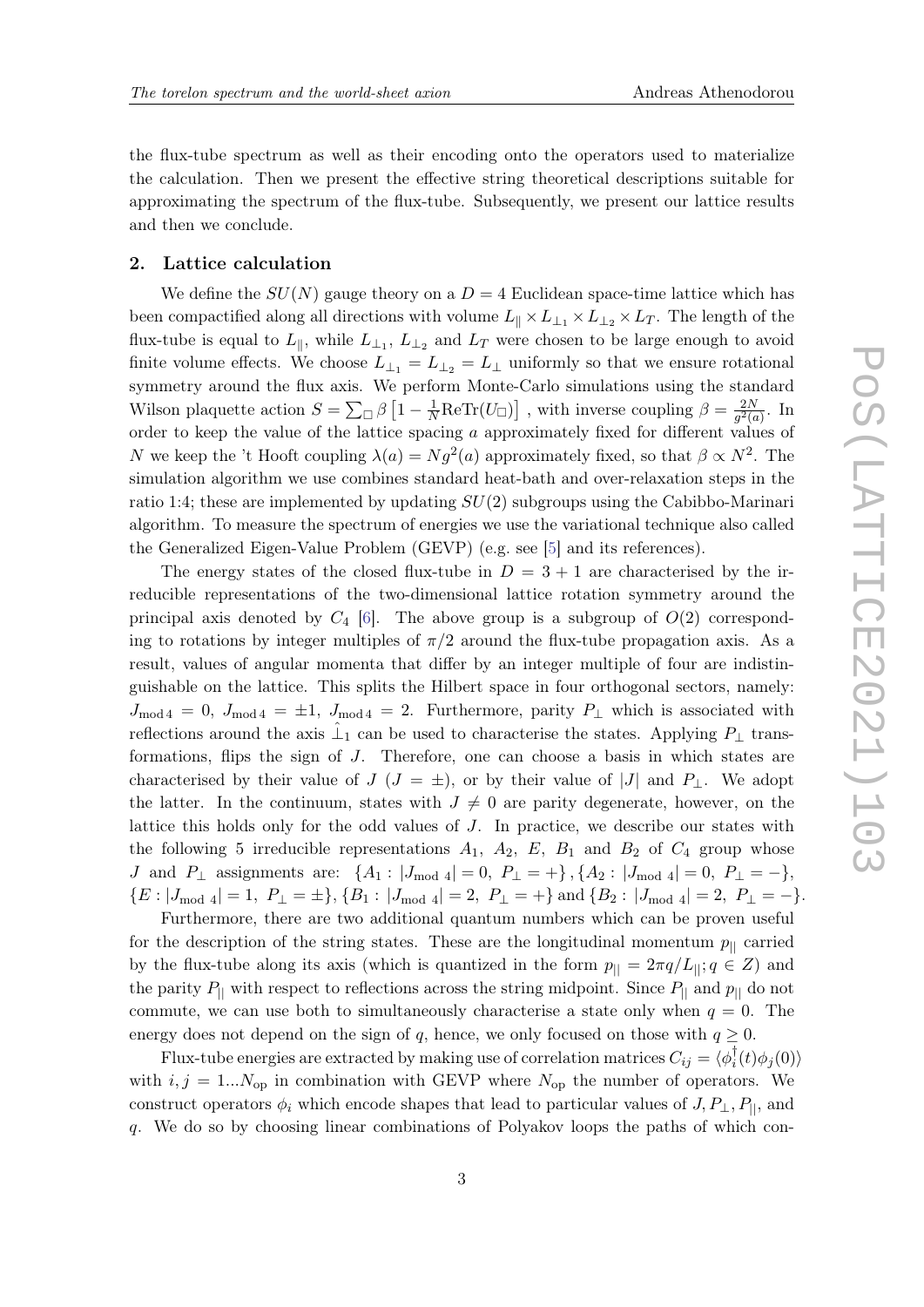the flux-tube spectrum as well as their encoding onto the operators used to materialize the calculation. Then we present the effective string theoretical descriptions suitable for approximating the spectrum of the flux-tube. Subsequently, we present our lattice results and then we conclude.

## 2. Lattice calculation

We define the $SU(N)$ gauge theory on a $D = 4$ Euclidean space-time lattice which has been compactified along all directions with volume $L_{\parallel} \times L_{\perp_1} \times L_{\perp_2} \times L_T$. The length of the flux-tube is equal to $L_{\parallel}$, while $L_{\perp_1}$, $L_{\perp_2}$ and $L_T$ were chosen to be large enough to avoid finite volume effects. We choose $L_{\perp_1} = L_{\perp_2} = L_{\perp}$ uniformly so that we ensure rotational symmetry around the flux axis. We perform Monte-Carlo simulations using the standard Wilson plaquette action $S = \sum_{\Box} \beta \left[1 - \frac{1}{N}\mathrm{ReTr}(U_{\Box})\right]$ , with inverse coupling $\beta = \frac{2N}{g^2(a)}$. In order to keep the value of the lattice spacing $a$ approximately fixed for different values of $N$ we keep the 't Hooft coupling $\lambda(a) = N g^2(a)$ approximately fixed, so that $\beta \propto N^2$. The simulation algorithm we use combines standard heat-bath and over-relaxation steps in the ratio 1:4; these are implemented by updating $SU(2)$ subgroups using the Cabibbo-Marinari algorithm. To measure the spectrum of energies we use the variational technique also called the Generalized Eigen-Value Problem (GEVP) (e.g. see [5] and its references).

The energy states of the closed flux-tube in $D = 3 + 1$ are characterised by the irreducible representations of the two-dimensional lattice rotation symmetry around the principal axis denoted by $C_4$ [6]. The above group is a subgroup of $O(2)$ corresponding to rotations by integer multiples of $\pi/2$ around the flux-tube propagation axis. As a result, values of angular momenta that differ by an integer multiple of four are indistinguishable on the lattice. This splits the Hilbert space in four orthogonal sectors, namely: $J_{\mathrm{mod}\,4} = 0$, $J_{\mathrm{mod}\,4} = \pm 1$, $J_{\mathrm{mod}\,4} = 2$. Furthermore, parity $P_{\perp}$ which is associated with reflections around the axis $\hat{\perp}_1$ can be used to characterise the states. Applying $P_{\perp}$ transformations, flips the sign of $J$. Therefore, one can choose a basis in which states are characterised by their value of $J$ ($J = \pm$), or by their value of $|J|$ and $P_{\perp}$. We adopt the latter. In the continuum, states with $J \neq 0$ are parity degenerate, however, on the lattice this holds only for the odd values of $J$. In practice, we describe our states with the following 5 irreducible representations $A_1$, $A_2$, $E$, $B_1$ and $B_2$ of $C_4$ group whose $J$ and $P_{\perp}$ assignments are: $\{A_1 : |J_{\mathrm{mod}\ 4}| = 0,\ P_{\perp} = +\}$, $\{A_2 : |J_{\mathrm{mod}\ 4}| = 0,\ P_{\perp} = -\}$, $\{E : |J_{\mathrm{mod}\ 4}| = 1,\ P_{\perp} = \pm\}$, $\{B_1 : |J_{\mathrm{mod}\ 4}| = 2,\ P_{\perp} = +\}$ and $\{B_2 : |J_{\mathrm{mod}\ 4}| = 2,\ P_{\perp} = -\}$.

Furthermore, there are two additional quantum numbers which can be proven useful for the description of the string states. These are the longitudinal momentum $p_{||}$ carried by the flux-tube along its axis (which is quantized in the form $p_{||} = 2\pi q/L_{\parallel}; q \in Z$) and the parity $P_{||}$ with respect to reflections across the string midpoint. Since $P_{||}$ and $p_{||}$ do not commute, we can use both to simultaneously characterise a state only when $q = 0$. The energy does not depend on the sign of $q$, hence, we only focused on those with $q \geq 0$.

Flux-tube energies are extracted by making use of correlation matrices $C_{ij} = \langle \phi_i^{\dagger}(t)\phi_j(0)\rangle$ with $i, j = 1...N_{\mathrm{op}}$ in combination with GEVP where $N_{\mathrm{op}}$ the number of operators. We construct operators $\phi_i$ which encode shapes that lead to particular values of $J, P_{\perp}, P_{||}$, and $q$. We do so by choosing linear combinations of Polyakov loops the paths of which con-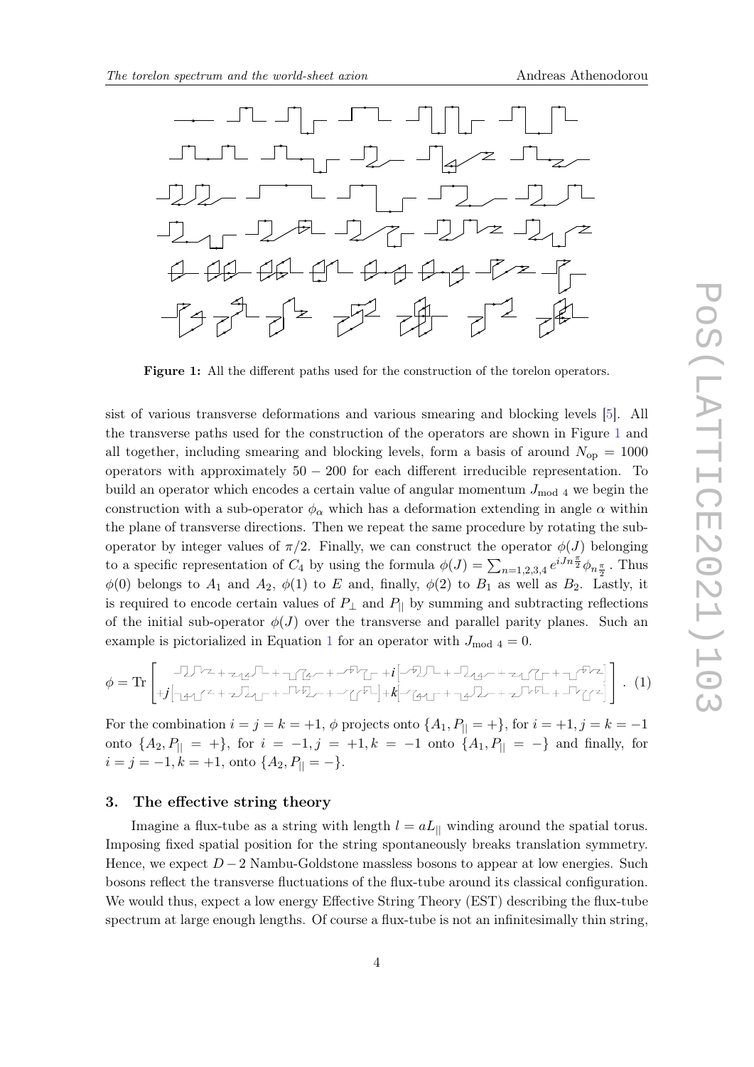**Figure 1:** All the different paths used for the construction of the torelon operators.

sist of various transverse deformations and various smearing and blocking levels [5]. All the transverse paths used for the construction of the operators are shown in Figure 1 and all together, including smearing and blocking levels, form a basis of around $N_{\rm op} = 1000$ operators with approximately $50 - 200$ for each different irreducible representation. To build an operator which encodes a certain value of angular momentum $J_{\rm mod\ 4}$ we begin the construction with a sub-operator $\phi_\alpha$ which has a deformation extending in angle $\alpha$ within the plane of transverse directions. Then we repeat the same procedure by rotating the sub-operator by integer values of $\pi/2$. Finally, we can construct the operator $\phi(J)$ belonging to a specific representation of $C_4$ by using the formula $\phi(J) = \sum_{n=1,2,3,4} e^{iJn\frac{\pi}{2}} \phi_{n\frac{\pi}{2}}$ . Thus $\phi(0)$ belongs to $A_1$ and $A_2$, $\phi(1)$ to $E$ and, finally, $\phi(2)$ to $B_1$ as well as $B_2$. Lastly, it is required to encode certain values of $P_\perp$ and $P_{||}$ by summing and subtracting reflections of the initial sub-operator $\phi(J)$ over the transverse and parallel parity planes. Such an example is pictorialized in Equation 1 for an operator with $J_{\rm mod\ 4} = 0$.

$$\phi = \mathrm{Tr}\left[\begin{array}{l} (\ldots) + i\left[\ldots\right] \\ + j\left[\ldots\right] + k\left[\ldots\right] \end{array}\right]. \quad (1)$$

For the combination $i = j = k = +1$, $\phi$ projects onto $\{A_1, P_{||} = +\}$, for $i = +1, j = k = -1$ onto $\{A_2, P_{||} = +\}$, for $i = -1, j = +1, k = -1$ onto $\{A_1, P_{||} = -\}$ and finally, for $i = j = -1, k = +1$, onto $\{A_2, P_{||} = -\}$.

## 3. The effective string theory

Imagine a flux-tube as a string with length $l = aL_{||}$ winding around the spatial torus. Imposing fixed spatial position for the string spontaneously breaks translation symmetry. Hence, we expect $D-2$ Nambu-Goldstone massless bosons to appear at low energies. Such bosons reflect the transverse fluctuations of the flux-tube around its classical configuration. We would thus, expect a low energy Effective String Theory (EST) describing the flux-tube spectrum at large enough lengths. Of course a flux-tube is not an infinitesimally thin string,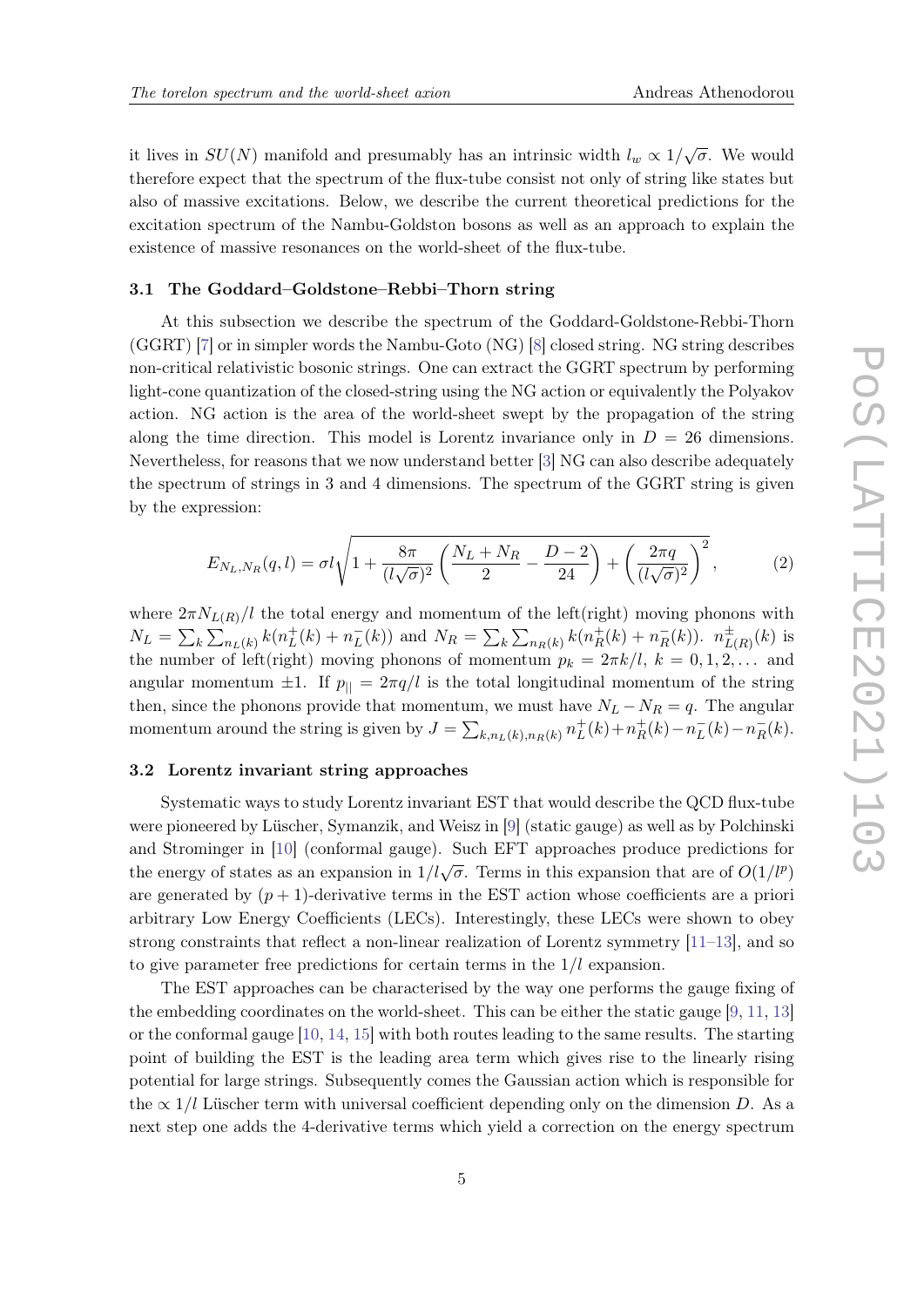it lives in $SU(N)$ manifold and presumably has an intrinsic width $l_w \propto 1/\sqrt{\sigma}$. We would therefore expect that the spectrum of the flux-tube consist not only of string like states but also of massive excitations. Below, we describe the current theoretical predictions for the excitation spectrum of the Nambu-Goldston bosons as well as an approach to explain the existence of massive resonances on the world-sheet of the flux-tube.

### 3.1 The Goddard–Goldstone–Rebbi–Thorn string

At this subsection we describe the spectrum of the Goddard-Goldstone-Rebbi-Thorn (GGRT) [7] or in simpler words the Nambu-Goto (NG) [8] closed string. NG string describes non-critical relativistic bosonic strings. One can extract the GGRT spectrum by performing light-cone quantization of the closed-string using the NG action or equivalently the Polyakov action. NG action is the area of the world-sheet swept by the propagation of the string along the time direction. This model is Lorentz invariance only in $D = 26$ dimensions. Nevertheless, for reasons that we now understand better [3] NG can also describe adequately the spectrum of strings in 3 and 4 dimensions. The spectrum of the GGRT string is given by the expression:

$$E_{N_L,N_R}(q,l) = \sigma l \sqrt{1 + \frac{8\pi}{(l\sqrt{\sigma})^2}\left(\frac{N_L+N_R}{2} - \frac{D-2}{24}\right) + \left(\frac{2\pi q}{(l\sqrt{\sigma})^2}\right)^2}, \tag{2}$$

where $2\pi N_{L(R)}/l$ the total energy and momentum of the left(right) moving phonons with $N_L = \sum_k \sum_{n_L(k)} k(n_L^+(k) + n_L^-(k))$ and $N_R = \sum_k \sum_{n_R(k)} k(n_R^+(k) + n_R^-(k))$. $n^{\pm}_{L(R)}(k)$ is the number of left(right) moving phonons of momentum $p_k = 2\pi k/l$, $k = 0, 1, 2, \dots$ and angular momentum $\pm 1$. If $p_{||} = 2\pi q/l$ is the total longitudinal momentum of the string then, since the phonons provide that momentum, we must have $N_L - N_R = q$. The angular momentum around the string is given by $J = \sum_{k,n_L(k),n_R(k)} n_L^+(k) + n_R^+(k) - n_L^-(k) - n_R^-(k)$.

### 3.2 Lorentz invariant string approaches

Systematic ways to study Lorentz invariant EST that would describe the QCD flux-tube were pioneered by Lüscher, Symanzik, and Weisz in [9] (static gauge) as well as by Polchinski and Strominger in [10] (conformal gauge). Such EFT approaches produce predictions for the energy of states as an expansion in $1/l\sqrt{\sigma}$. Terms in this expansion that are of $O(1/l^p)$ are generated by $(p+1)$-derivative terms in the EST action whose coefficients are a priori arbitrary Low Energy Coefficients (LECs). Interestingly, these LECs were shown to obey strong constraints that reflect a non-linear realization of Lorentz symmetry [11–13], and so to give parameter free predictions for certain terms in the $1/l$ expansion.

The EST approaches can be characterised by the way one performs the gauge fixing of the embedding coordinates on the world-sheet. This can be either the static gauge [9, 11, 13] or the conformal gauge [10, 14, 15] with both routes leading to the same results. The starting point of building the EST is the leading area term which gives rise to the linearly rising potential for large strings. Subsequently comes the Gaussian action which is responsible for the $\propto 1/l$ Lüscher term with universal coefficient depending only on the dimension $D$. As a next step one adds the 4-derivative terms which yield a correction on the energy spectrum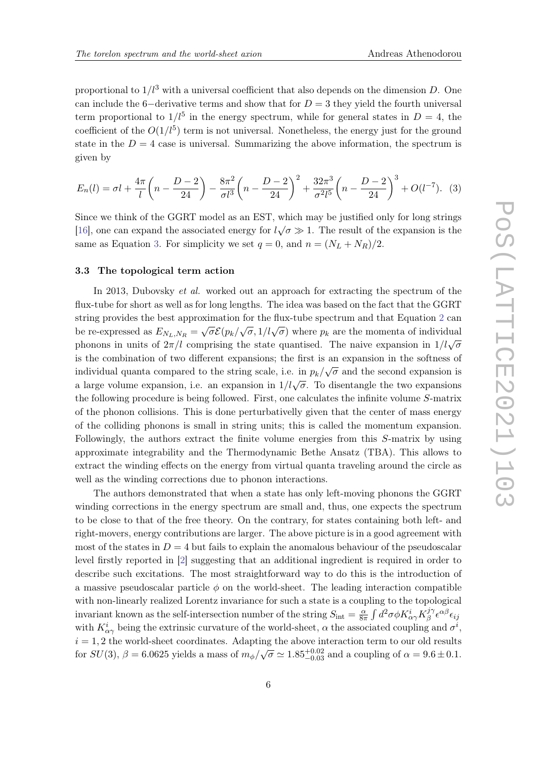proportional to $1/l^3$ with a universal coefficient that also depends on the dimension $D$. One can include the 6−derivative terms and show that for $D = 3$ they yield the fourth universal term proportional to $1/l^5$ in the energy spectrum, while for general states in $D = 4$, the coefficient of the $O(1/l^5)$ term is not universal. Nonetheless, the energy just for the ground state in the $D = 4$ case is universal. Summarizing the above information, the spectrum is given by

$$E_n(l) = \sigma l + \frac{4\pi}{l}\left(n - \frac{D-2}{24}\right) - \frac{8\pi^2}{\sigma l^3}\left(n - \frac{D-2}{24}\right)^2 + \frac{32\pi^3}{\sigma^2 l^5}\left(n - \frac{D-2}{24}\right)^3 + O(l^{-7}). \quad (3)$$

Since we think of the GGRT model as an EST, which may be justified only for long strings [16], one can expand the associated energy for $l\sqrt{\sigma} \gg 1$. The result of the expansion is the same as Equation 3. For simplicity we set $q = 0$, and $n = (N_L + N_R)/2$.

### 3.3 The topological term action

In 2013, Dubovsky *et al.* worked out an approach for extracting the spectrum of the flux-tube for short as well as for long lengths. The idea was based on the fact that the GGRT string provides the best approximation for the flux-tube spectrum and that Equation 2 can be re-expressed as $E_{N_L,N_R} = \sqrt{\sigma}\mathcal{E}(p_k/\sqrt{\sigma}, 1/l\sqrt{\sigma})$ where $p_k$ are the momenta of individual phonons in units of $2\pi/l$ comprising the state quantised. The naive expansion in $1/l\sqrt{\sigma}$ is the combination of two different expansions; the first is an expansion in the softness of individual quanta compared to the string scale, i.e. in $p_k/\sqrt{\sigma}$ and the second expansion is a large volume expansion, i.e. an expansion in $1/l\sqrt{\sigma}$. To disentangle the two expansions the following procedure is being followed. First, one calculates the infinite volume $S$-matrix of the phonon collisions. This is done perturbatively given that the center of mass energy of the colliding phonons is small in string units; this is called the momentum expansion. Followingly, the authors extract the finite volume energies from this $S$-matrix by using approximate integrability and the Thermodynamic Bethe Ansatz (TBA). This allows to extract the winding effects on the energy from virtual quanta traveling around the circle as well as the winding corrections due to phonon interactions.

The authors demonstrated that when a state has only left-moving phonons the GGRT winding corrections in the energy spectrum are small and, thus, one expects the spectrum to be close to that of the free theory. On the contrary, for states containing both left- and right-movers, energy contributions are larger. The above picture is in a good agreement with most of the states in $D = 4$ but fails to explain the anomalous behaviour of the pseudoscalar level firstly reported in [2] suggesting that an additional ingredient is required in order to describe such excitations. The most straightforward way to do this is the introduction of a massive pseudoscalar particle $\phi$ on the world-sheet. The leading interaction compatible with non-linearly realized Lorentz invariance for such a state is a coupling to the topological invariant known as the self-intersection number of the string $S_{\text{int}} = \frac{\alpha}{8\pi}\int d^2\sigma \phi K^i_{\alpha\gamma} K^{j\gamma}_{\beta} \epsilon^{\alpha\beta}\epsilon_{ij}$ with $K^i_{\alpha\gamma}$ being the extrinsic curvature of the world-sheet, $\alpha$ the associated coupling and $\sigma^i$, $i = 1, 2$ the world-sheet coordinates. Adapting the above interaction term to our old results for $SU(3)$, $\beta = 6.0625$ yields a mass of $m_\phi/\sqrt{\sigma} \simeq 1.85^{+0.02}_{-0.03}$ and a coupling of $\alpha = 9.6 \pm 0.1$.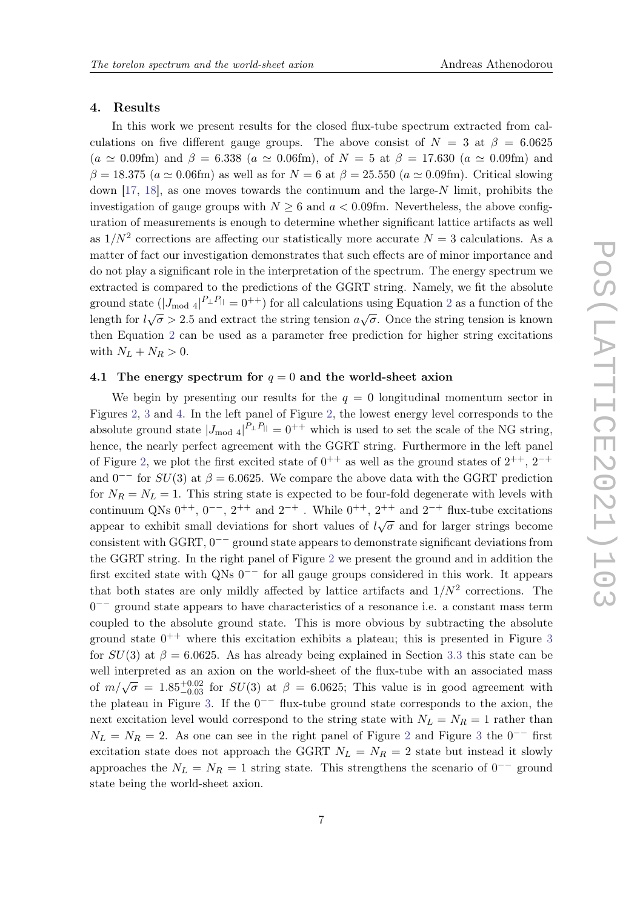## 4. Results

In this work we present results for the closed flux-tube spectrum extracted from calculations on five different gauge groups. The above consist of $N = 3$ at $\beta = 6.0625$ ($a \simeq 0.09$fm) and $\beta = 6.338$ ($a \simeq 0.06$fm), of $N = 5$ at $\beta = 17.630$ ($a \simeq 0.09$fm) and $\beta = 18.375$ ($a \simeq 0.06$fm) as well as for $N = 6$ at $\beta = 25.550$ ($a \simeq 0.09$fm). Critical slowing down [17, 18], as one moves towards the continuum and the large-$N$ limit, prohibits the investigation of gauge groups with $N \geq 6$ and $a < 0.09$fm. Nevertheless, the above configuration of measurements is enough to determine whether significant lattice artifacts as well as $1/N^2$ corrections are affecting our statistically more accurate $N = 3$ calculations. As a matter of fact our investigation demonstrates that such effects are of minor importance and do not play a significant role in the interpretation of the spectrum. The energy spectrum we extracted is compared to the predictions of the GGRT string. Namely, we fit the absolute ground state ($|J_{\text{mod }4}|^{P_\perp P_\parallel} = 0^{++}$) for all calculations using Equation 2 as a function of the length for $l\sqrt{\sigma} > 2.5$ and extract the string tension $a\sqrt{\sigma}$. Once the string tension is known then Equation 2 can be used as a parameter free prediction for higher string excitations with $N_L + N_R > 0$.

### 4.1 The energy spectrum for $q = 0$ and the world-sheet axion

We begin by presenting our results for the $q = 0$ longitudinal momentum sector in Figures 2, 3 and 4. In the left panel of Figure 2, the lowest energy level corresponds to the absolute ground state $|J_{\text{mod }4}|^{P_\perp P_\parallel} = 0^{++}$ which is used to set the scale of the NG string, hence, the nearly perfect agreement with the GGRT string. Furthermore in the left panel of Figure 2, we plot the first excited state of $0^{++}$ as well as the ground states of $2^{++}$, $2^{-+}$ and $0^{--}$ for $SU(3)$ at $\beta = 6.0625$. We compare the above data with the GGRT prediction for $N_R = N_L = 1$. This string state is expected to be four-fold degenerate with levels with continuum QNs $0^{++}$, $0^{--}$, $2^{++}$ and $2^{-+}$ . While $0^{++}$, $2^{++}$ and $2^{-+}$ flux-tube excitations appear to exhibit small deviations for short values of $l\sqrt{\sigma}$ and for larger strings become consistent with GGRT, $0^{--}$ ground state appears to demonstrate significant deviations from the GGRT string. In the right panel of Figure 2 we present the ground and in addition the first excited state with QNs $0^{--}$ for all gauge groups considered in this work. It appears that both states are only mildly affected by lattice artifacts and $1/N^2$ corrections. The $0^{--}$ ground state appears to have characteristics of a resonance i.e. a constant mass term coupled to the absolute ground state. This is more obvious by subtracting the absolute ground state $0^{++}$ where this excitation exhibits a plateau; this is presented in Figure 3 for $SU(3)$ at $\beta = 6.0625$. As has already being explained in Section 3.3 this state can be well interpreted as an axion on the world-sheet of the flux-tube with an associated mass of $m/\sqrt{\sigma} = 1.85^{+0.02}_{-0.03}$ for $SU(3)$ at $\beta = 6.0625$; This value is in good agreement with the plateau in Figure 3. If the $0^{--}$ flux-tube ground state corresponds to the axion, the next excitation level would correspond to the string state with $N_L = N_R = 1$ rather than $N_L = N_R = 2$. As one can see in the right panel of Figure 2 and Figure 3 the $0^{--}$ first excitation state does not approach the GGRT $N_L = N_R = 2$ state but instead it slowly approaches the $N_L = N_R = 1$ string state. This strengthens the scenario of $0^{--}$ ground state being the world-sheet axion.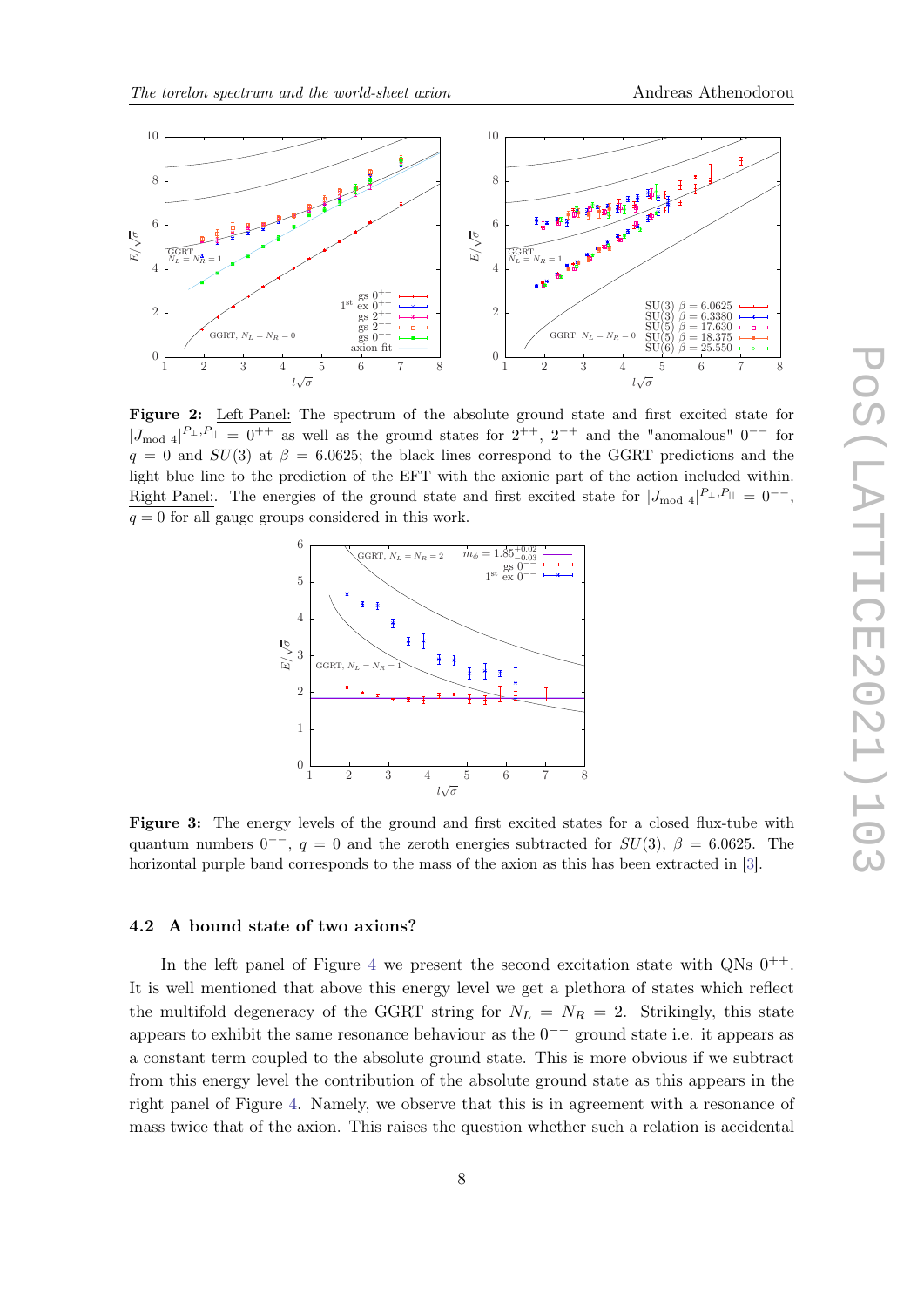**Figure 2:** Left Panel: The spectrum of the absolute ground state and first excited state for $|J_{\text{mod } 4}|^{P_\perp, P_{||}} = 0^{++}$ as well as the ground states for $2^{++}$, $2^{-+}$ and the "anomalous" $0^{--}$ for $q = 0$ and $SU(3)$ at $\beta = 6.0625$; the black lines correspond to the GGRT predictions and the light blue line to the prediction of the EFT with the axionic part of the action included within. Right Panel:. The energies of the ground state and first excited state for $|J_{\text{mod } 4}|^{P_\perp, P_{||}} = 0^{--}$, $q = 0$ for all gauge groups considered in this work.

**Figure 3:** The energy levels of the ground and first excited states for a closed flux-tube with quantum numbers $0^{--}$, $q = 0$ and the zeroth energies subtracted for $SU(3)$, $\beta = 6.0625$. The horizontal purple band corresponds to the mass of the axion as this has been extracted in [3].

### 4.2 A bound state of two axions?

In the left panel of Figure 4 we present the second excitation state with QNs $0^{++}$. It is well mentioned that above this energy level we get a plethora of states which reflect the multifold degeneracy of the GGRT string for $N_L = N_R = 2$. Strikingly, this state appears to exhibit the same resonance behaviour as the $0^{--}$ ground state i.e. it appears as a constant term coupled to the absolute ground state. This is more obvious if we subtract from this energy level the contribution of the absolute ground state as this appears in the right panel of Figure 4. Namely, we observe that this is in agreement with a resonance of mass twice that of the axion. This raises the question whether such a relation is accidental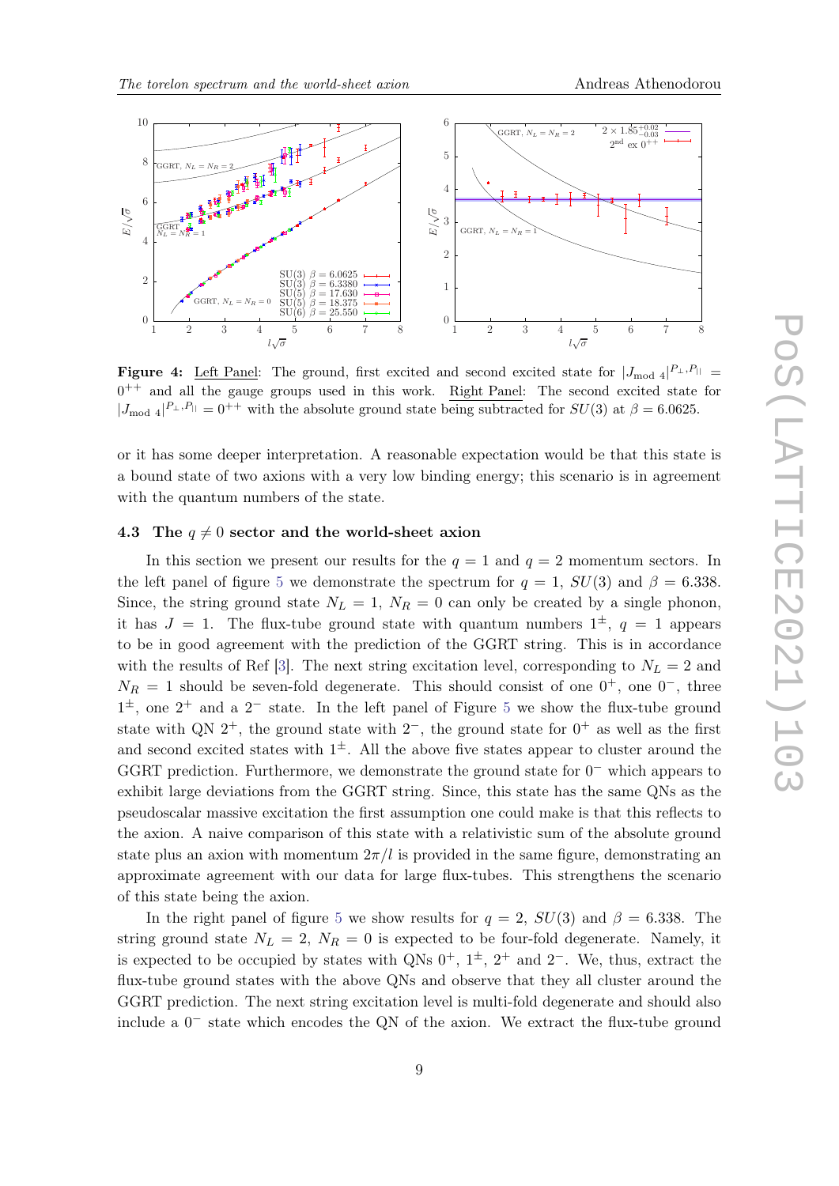**Figure 4:** Left Panel: The ground, first excited and second excited state for $|J_{\text{mod }4}|^{P_\perp,P_{||}} = 0^{++}$ and all the gauge groups used in this work. Right Panel: The second excited state for $|J_{\text{mod }4}|^{P_\perp,P_{||}} = 0^{++}$ with the absolute ground state being subtracted for $SU(3)$ at $\beta = 6.0625$.

or it has some deeper interpretation. A reasonable expectation would be that this state is a bound state of two axions with a very low binding energy; this scenario is in agreement with the quantum numbers of the state.

### 4.3 The $q \neq 0$ sector and the world-sheet axion

In this section we present our results for the $q = 1$ and $q = 2$ momentum sectors. In the left panel of figure 5 we demonstrate the spectrum for $q = 1$, $SU(3)$ and $\beta = 6.338$. Since, the string ground state $N_L = 1$, $N_R = 0$ can only be created by a single phonon, it has $J = 1$. The flux-tube ground state with quantum numbers $1^{\pm}$, $q = 1$ appears to be in good agreement with the prediction of the GGRT string. This is in accordance with the results of Ref [3]. The next string excitation level, corresponding to $N_L = 2$ and $N_R = 1$ should be seven-fold degenerate. This should consist of one $0^+$, one $0^-$, three $1^{\pm}$, one $2^+$ and a $2^-$ state. In the left panel of Figure 5 we show the flux-tube ground state with QN $2^+$, the ground state with $2^-$, the ground state for $0^+$ as well as the first and second excited states with $1^{\pm}$. All the above five states appear to cluster around the GGRT prediction. Furthermore, we demonstrate the ground state for $0^-$ which appears to exhibit large deviations from the GGRT string. Since, this state has the same QNs as the pseudoscalar massive excitation the first assumption one could make is that this reflects to the axion. A naive comparison of this state with a relativistic sum of the absolute ground state plus an axion with momentum $2\pi/l$ is provided in the same figure, demonstrating an approximate agreement with our data for large flux-tubes. This strengthens the scenario of this state being the axion.

In the right panel of figure 5 we show results for $q = 2$, $SU(3)$ and $\beta = 6.338$. The string ground state $N_L = 2$, $N_R = 0$ is expected to be four-fold degenerate. Namely, it is expected to be occupied by states with QNs $0^+$, $1^{\pm}$, $2^+$ and $2^-$. We, thus, extract the flux-tube ground states with the above QNs and observe that they all cluster around the GGRT prediction. The next string excitation level is multi-fold degenerate and should also include a $0^-$ state which encodes the QN of the axion. We extract the flux-tube ground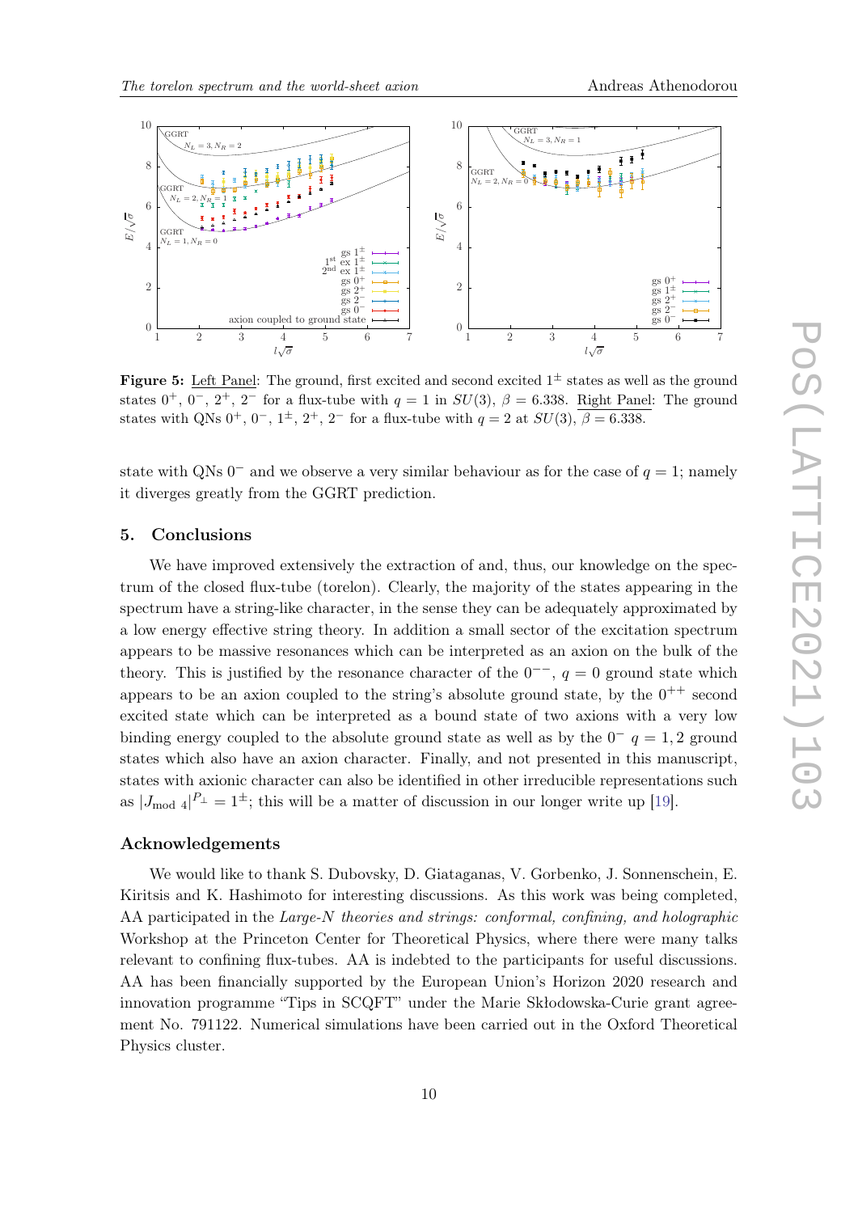**Figure 5:** Left Panel: The ground, first excited and second excited $1^{\pm}$ states as well as the ground states $0^{+}$, $0^{-}$, $2^{+}$, $2^{-}$ for a flux-tube with $q = 1$ in $SU(3)$, $\beta = 6.338$. Right Panel: The ground states with QNs $0^{+}$, $0^{-}$, $1^{\pm}$, $2^{+}$, $2^{-}$ for a flux-tube with $q = 2$ at $SU(3)$, $\beta = 6.338$.

state with QNs $0^{-}$ and we observe a very similar behaviour as for the case of $q = 1$; namely it diverges greatly from the GGRT prediction.

## 5. Conclusions

We have improved extensively the extraction of and, thus, our knowledge on the spectrum of the closed flux-tube (torelon). Clearly, the majority of the states appearing in the spectrum have a string-like character, in the sense they can be adequately approximated by a low energy effective string theory. In addition a small sector of the excitation spectrum appears to be massive resonances which can be interpreted as an axion on the bulk of the theory. This is justified by the resonance character of the $0^{--}$, $q = 0$ ground state which appears to be an axion coupled to the string's absolute ground state, by the $0^{++}$ second excited state which can be interpreted as a bound state of two axions with a very low binding energy coupled to the absolute ground state as well as by the $0^{-}$ $q = 1, 2$ ground states which also have an axion character. Finally, and not presented in this manuscript, states with axionic character can also be identified in other irreducible representations such as $|J_{\text{mod } 4}|^{P_{\perp}} = 1^{\pm}$; this will be a matter of discussion in our longer write up [19].

## Acknowledgements

We would like to thank S. Dubovsky, D. Giataganas, V. Gorbenko, J. Sonnenschein, E. Kiritsis and K. Hashimoto for interesting discussions. As this work was being completed, AA participated in the *Large-N theories and strings: conformal, confining, and holographic* Workshop at the Princeton Center for Theoretical Physics, where there were many talks relevant to confining flux-tubes. AA is indebted to the participants for useful discussions. AA has been financially supported by the European Union's Horizon 2020 research and innovation programme "Tips in SCQFT" under the Marie Skłodowska-Curie grant agreement No. 791122. Numerical simulations have been carried out in the Oxford Theoretical Physics cluster.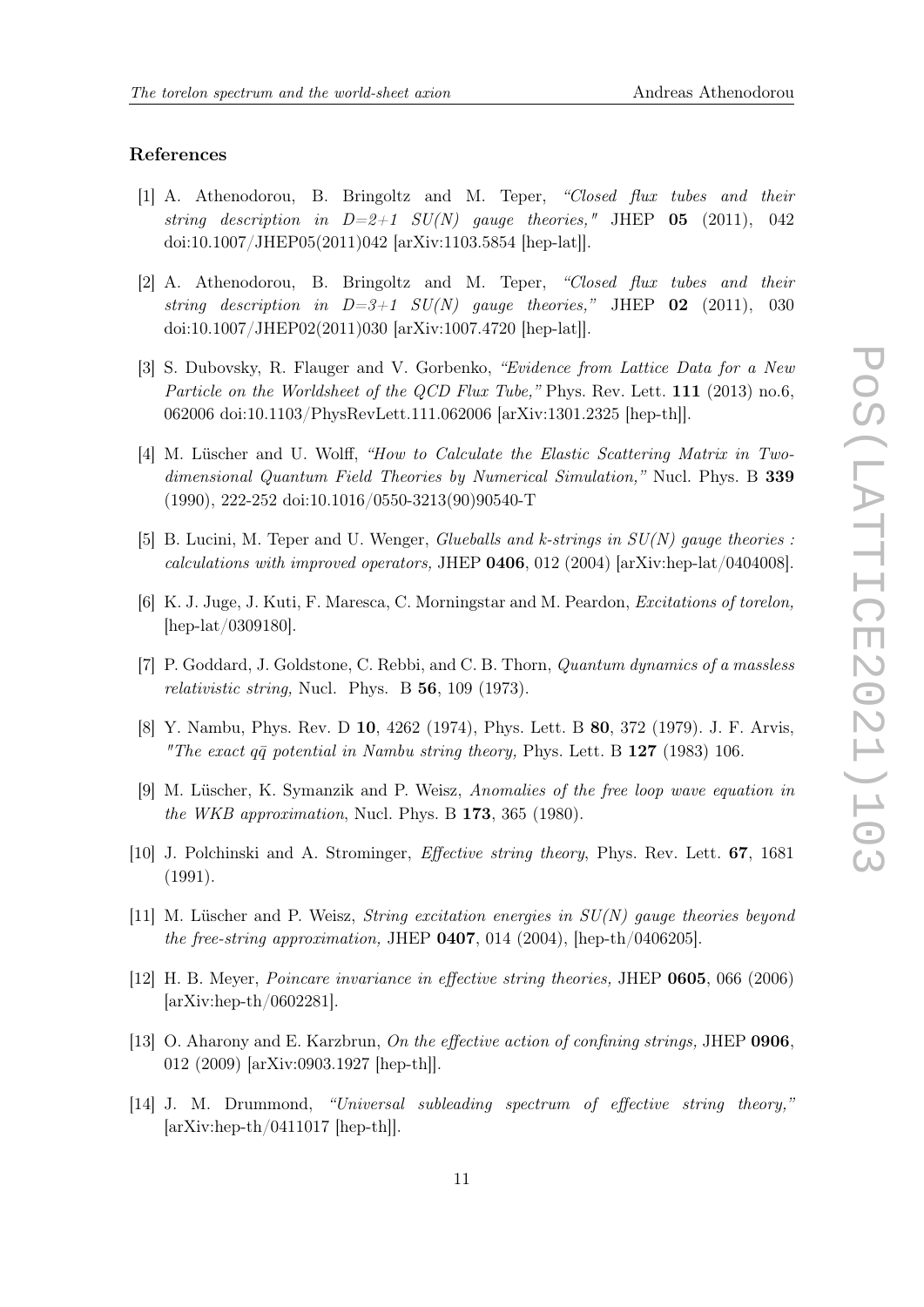## References

[1] A. Athenodorou, B. Bringoltz and M. Teper, *"Closed flux tubes and their string description in D=2+1 SU(N) gauge theories,"* JHEP **05** (2011), 042 doi:10.1007/JHEP05(2011)042 [arXiv:1103.5854 [hep-lat]].

[2] A. Athenodorou, B. Bringoltz and M. Teper, *"Closed flux tubes and their string description in D=3+1 SU(N) gauge theories,"* JHEP **02** (2011), 030 doi:10.1007/JHEP02(2011)030 [arXiv:1007.4720 [hep-lat]].

[3] S. Dubovsky, R. Flauger and V. Gorbenko, *"Evidence from Lattice Data for a New Particle on the Worldsheet of the QCD Flux Tube,"* Phys. Rev. Lett. **111** (2013) no.6, 062006 doi:10.1103/PhysRevLett.111.062006 [arXiv:1301.2325 [hep-th]].

[4] M. Lüscher and U. Wolff, *"How to Calculate the Elastic Scattering Matrix in Two-dimensional Quantum Field Theories by Numerical Simulation,"* Nucl. Phys. B **339** (1990), 222-252 doi:10.1016/0550-3213(90)90540-T

[5] B. Lucini, M. Teper and U. Wenger, *Glueballs and k-strings in SU(N) gauge theories : calculations with improved operators,* JHEP **0406**, 012 (2004) [arXiv:hep-lat/0404008].

[6] K. J. Juge, J. Kuti, F. Maresca, C. Morningstar and M. Peardon, *Excitations of torelon,* [hep-lat/0309180].

[7] P. Goddard, J. Goldstone, C. Rebbi, and C. B. Thorn, *Quantum dynamics of a massless relativistic string,* Nucl. Phys. B **56**, 109 (1973).

[8] Y. Nambu, Phys. Rev. D **10**, 4262 (1974), Phys. Lett. B **80**, 372 (1979). J. F. Arvis, *"The exact $q\bar{q}$ potential in Nambu string theory,* Phys. Lett. B **127** (1983) 106.

[9] M. Lüscher, K. Symanzik and P. Weisz, *Anomalies of the free loop wave equation in the WKB approximation*, Nucl. Phys. B **173**, 365 (1980).

[10] J. Polchinski and A. Strominger, *Effective string theory*, Phys. Rev. Lett. **67**, 1681 (1991).

[11] M. Lüscher and P. Weisz, *String excitation energies in SU(N) gauge theories beyond the free-string approximation,* JHEP **0407**, 014 (2004), [hep-th/0406205].

[12] H. B. Meyer, *Poincare invariance in effective string theories,* JHEP **0605**, 066 (2006) [arXiv:hep-th/0602281].

[13] O. Aharony and E. Karzbrun, *On the effective action of confining strings,* JHEP **0906**, 012 (2009) [arXiv:0903.1927 [hep-th]].

[14] J. M. Drummond, *"Universal subleading spectrum of effective string theory,"* [arXiv:hep-th/0411017 [hep-th]].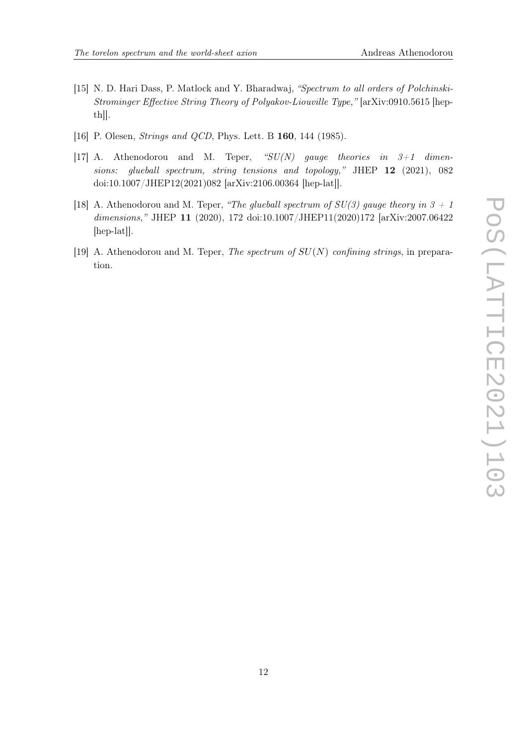[15] N. D. Hari Dass, P. Matlock and Y. Bharadwaj, *"Spectrum to all orders of Polchinski-Strominger Effective String Theory of Polyakov-Liouville Type,"* [arXiv:0910.5615 [hep-th]].

[16] P. Olesen, *Strings and QCD*, Phys. Lett. B **160**, 144 (1985).

[17] A. Athenodorou and M. Teper, *"SU(N) gauge theories in 3+1 dimensions: glueball spectrum, string tensions and topology,"* JHEP **12** (2021), 082 doi:10.1007/JHEP12(2021)082 [arXiv:2106.00364 [hep-lat]].

[18] A. Athenodorou and M. Teper, *"The glueball spectrum of SU(3) gauge theory in 3 + 1 dimensions,"* JHEP **11** (2020), 172 doi:10.1007/JHEP11(2020)172 [arXiv:2007.06422 [hep-lat]].

[19] A. Athenodorou and M. Teper, *The spectrum of $SU(N)$ confining strings*, in preparation.